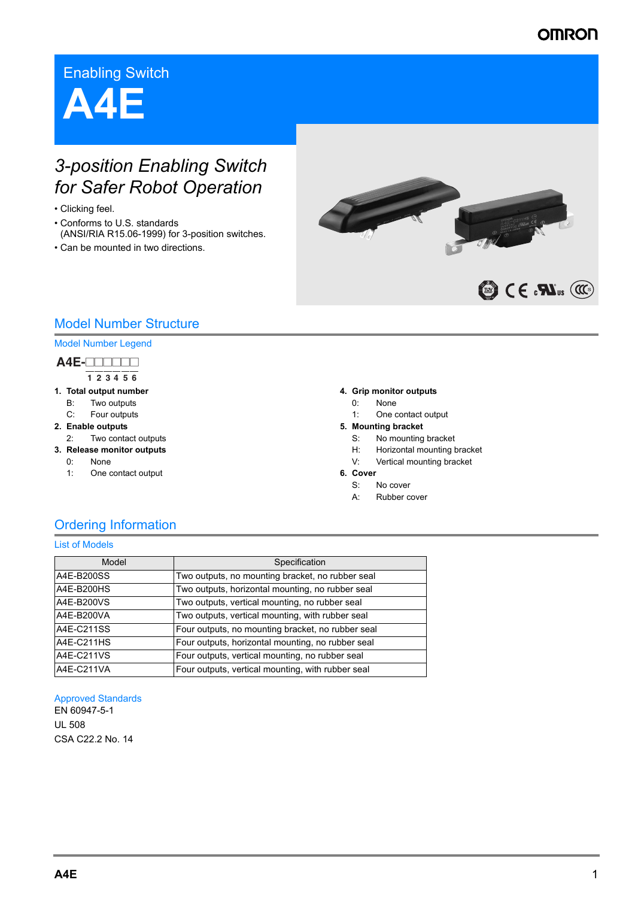# Enabling Switch

# A4E

## *3-position Enabling Switch for Safer Robot Operation*

- Clicking feel.
- Conforms to U.S. standards (ANSI/RIA R15.06-1999) for 3-position switches.
- Can be mounted in two directions.

## Model Number Structure

### Model Number Legend

**A4E-□□□□□□**

1 2 3 4 5 6

1. **Total output number**
   - B: Two outputs
   - C: Four outputs
2. **Enable outputs**
   - 2: Two contact outputs
3. **Release monitor outputs**
   - 0: None
   - 1: One contact output
4. **Grip monitor outputs**
   - 0: None
   - 1: One contact output
5. **Mounting bracket**
   - S: No mounting bracket
   - H: Horizontal mounting bracket
   - V: Vertical mounting bracket
6. **Cover**
   - S: No cover
   - A: Rubber cover

## Ordering Information

### List of Models

| Model | Specification |
|---|---|
| A4E-B200SS | Two outputs, no mounting bracket, no rubber seal |
| A4E-B200HS | Two outputs, horizontal mounting, no rubber seal |
| A4E-B200VS | Two outputs, vertical mounting, no rubber seal |
| A4E-B200VA | Two outputs, vertical mounting, with rubber seal |
| A4E-C211SS | Four outputs, no mounting bracket, no rubber seal |
| A4E-C211HS | Four outputs, horizontal mounting, no rubber seal |
| A4E-C211VS | Four outputs, vertical mounting, no rubber seal |
| A4E-C211VA | Four outputs, vertical mounting, with rubber seal |

### Approved Standards

EN 60947-5-1

UL 508

CSA C22.2 No. 14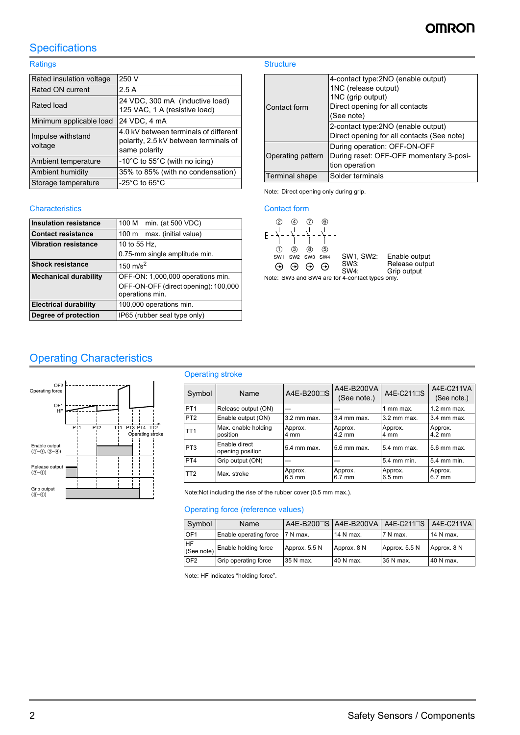## Specifications

### Ratings

| | |
|---|---|
| Rated insulation voltage | 250 V |
| Rated ON current | 2.5 A |
| Rated load | 24 VDC, 300 mA (inductive load)<br>125 VAC, 1 A (resistive load) |
| Minimum applicable load | 24 VDC, 4 mA |
| Impulse withstand voltage | 4.0 kV between terminals of different polarity, 2.5 kV between terminals of same polarity |
| Ambient temperature | -10°C to 55°C (with no icing) |
| Ambient humidity | 35% to 85% (with no condensation) |
| Storage temperature | -25°C to 65°C |

### Structure

| | |
|---|---|
| Contact form | 4-contact type:2NO (enable output)<br>1NC (release output)<br>1NC (grip output)<br>Direct opening for all contacts<br>(See note) |
| | 2-contact type:2NO (enable output)<br>Direct opening for all contacts (See note) |
| Operating pattern | During operation: OFF-ON-OFF<br>During reset: OFF-OFF momentary 3-position operation |
| Terminal shape | Solder terminals |

Note: Direct opening only during grip.

### Characteristics

| | |
|---|---|
| **Insulation resistance** | 100 MΩ min. (at 500 VDC) |
| **Contact resistance** | 100 mΩ max. (initial value) |
| **Vibration resistance** | 10 to 55 Hz,<br>0.75-mm single amplitude min. |
| **Shock resistance** | 150 $m/s^2$ |
| **Mechanical durability** | OFF-ON: 1,000,000 operations min.<br>OFF-ON-OFF (direct opening): 100,000 operations min. |
| **Electrical durability** | 100,000 operations min. |
| **Degree of protection** | IP65 (rubber seal type only) |

### Contact form

② ④ ⑦ ⑥

① ③ ⑧ ⑤

SW1 SW2 SW3 SW4

SW1, SW2: Enable output
SW3: Release output
SW4: Grip output

Note: SW3 and SW4 are for 4-contact types only.

## Operating Characteristics

OF2
Operating force
OF1
HF
PT1 PT2 TT1 PT3 PT4 TT2
Operating stroke
Enable output (①–②, ③–④)
Release output (⑦–⑧)
Grip output (⑤–⑥)

### Operating stroke

| Symbol | Name | A4E-B200□S | A4E-B200VA (See note.) | A4E-C211□S | A4E-C211VA (See note.) |
|---|---|---|---|---|---|
| PT1 | Release output (ON) | --- | --- | 1 mm max. | 1.2 mm max. |
| PT2 | Enable output (ON) | 3.2 mm max. | 3.4 mm max. | 3.2 mm max. | 3.4 mm max. |
| TT1 | Max. enable holding position | Approx. 4 mm | Approx. 4.2 mm | Approx. 4 mm | Approx. 4.2 mm |
| PT3 | Enable direct opening position | 5.4 mm max. | 5.6 mm max. | 5.4 mm max. | 5.6 mm max. |
| PT4 | Grip output (ON) | --- | --- | 5.4 mm min. | 5.4 mm min. |
| TT2 | Max. stroke | Approx. 6.5 mm | Approx. 6.7 mm | Approx. 6.5 mm | Approx. 6.7 mm |

Note:Not including the rise of the rubber cover (0.5 mm max.).

### Operating force (reference values)

| Symbol | Name | A4E-B200□S | A4E-B200VA | A4E-C211□S | A4E-C211VA |
|---|---|---|---|---|---|
| OF1 | Enable operating force | 7 N max. | 14 N max. | 7 N max. | 14 N max. |
| HF (See note) | Enable holding force | Approx. 5.5 N | Approx. 8 N | Approx. 5.5 N | Approx. 8 N |
| OF2 | Grip operating force | 35 N max. | 40 N max. | 35 N max. | 40 N max. |

Note: HF indicates “holding force”.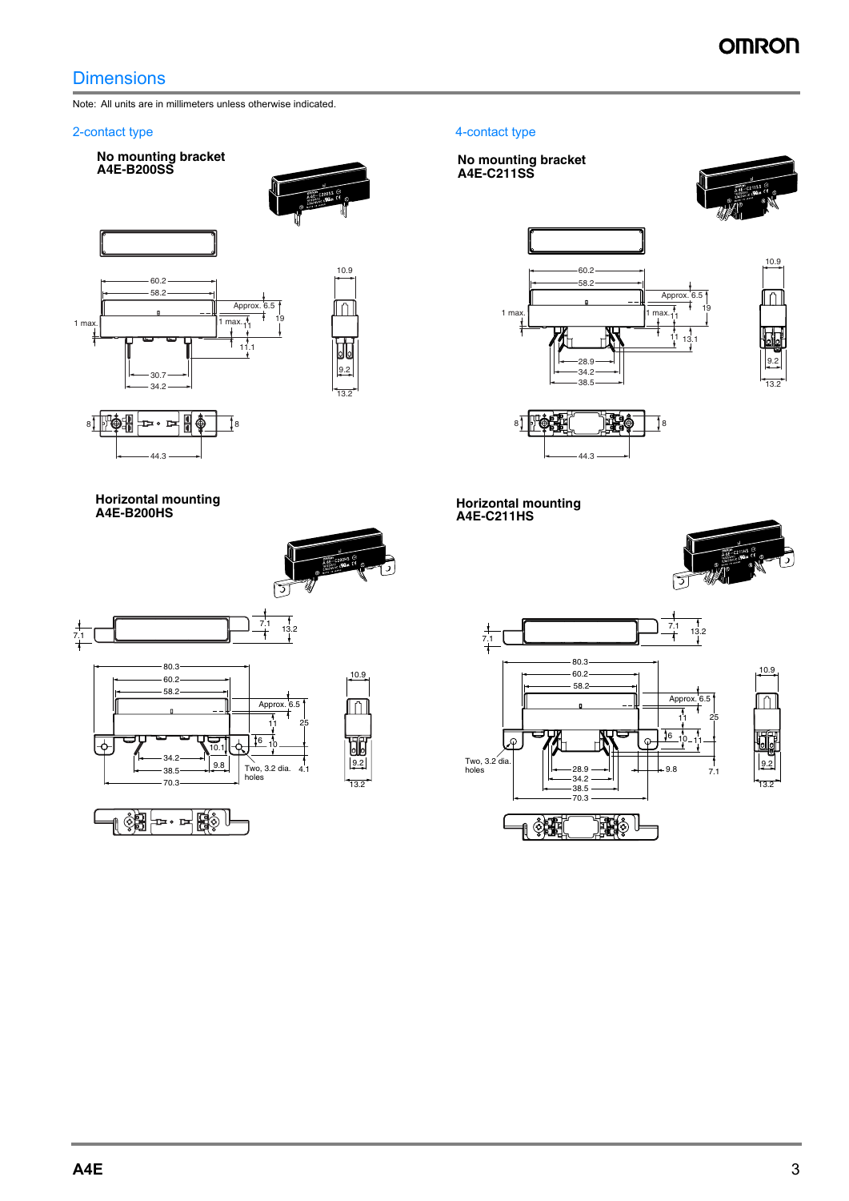## Dimensions

Note: All units are in millimeters unless otherwise indicated.

### 2-contact type

**No mounting bracket**
**A4E-B200SS**

60.2
58.2
1 max.
Approx. 6.5
1 max.
11
19
11.1
30.7
34.2
10.9
9.2
13.2
8
8
44.3

**Horizontal mounting**
**A4E-B200HS**

7.1
7.1
13.2
80.3
60.2
58.2
Approx. 6.5
11
25
6
10
10.1
34.2
38.5
9.8
70.3
Two, 3.2 dia. holes
4.1
10.9
9.2
13.2

### 4-contact type

**No mounting bracket**
**A4E-C211SS**

60.2
58.2
1 max.
Approx. 6.5
1 max.
11
19
11
13.1
28.9
34.2
38.5
10.9
9.2
13.2
8
8
44.3

**Horizontal mounting**
**A4E-C211HS**

7.1
7.1
13.2
80.3
60.2
58.2
Approx. 6.5
11
25
6
10
11
Two, 3.2 dia. holes
28.9
34.2
38.5
70.3
9.8
7.1
10.9
9.2
13.2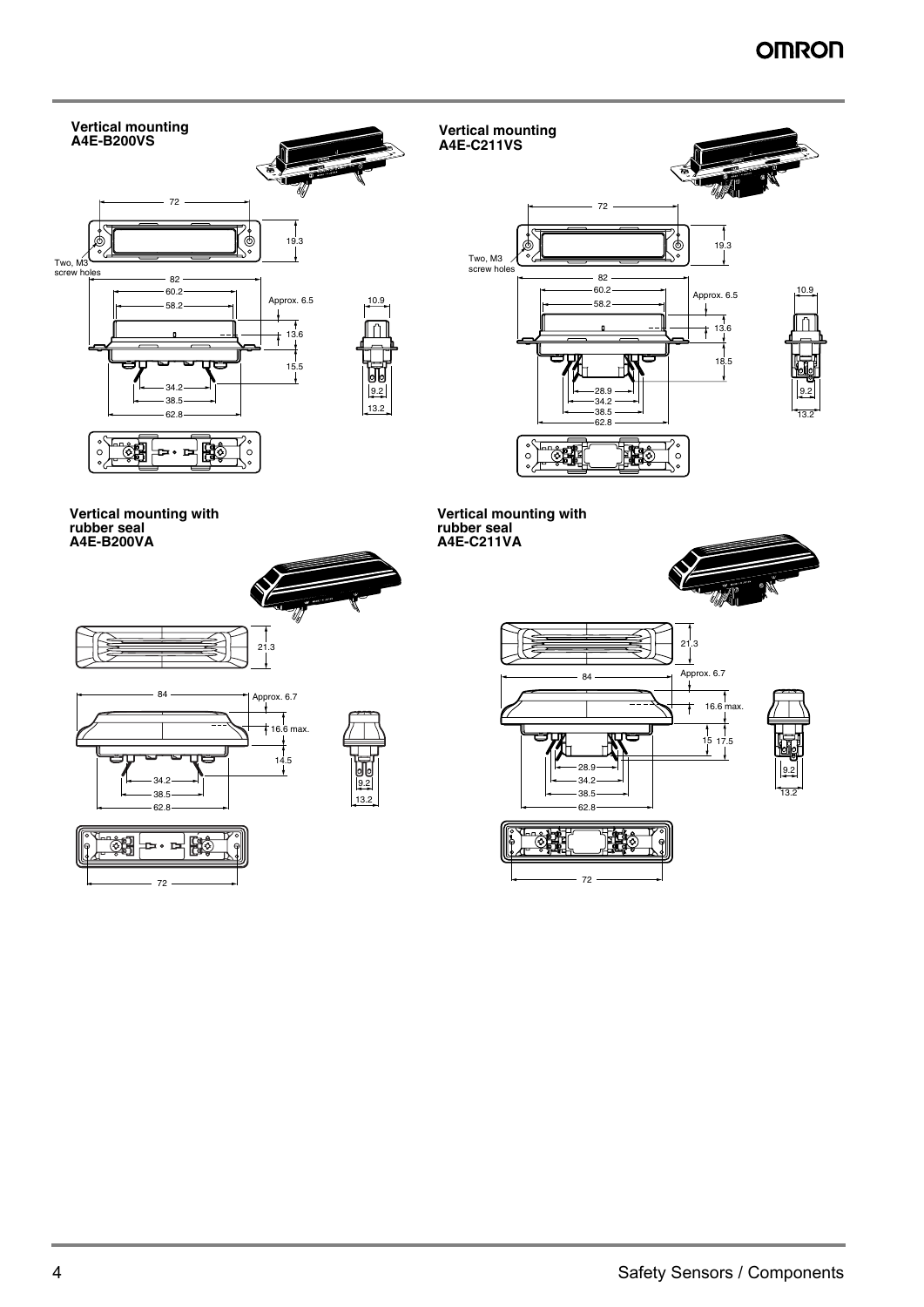**Vertical mounting**
**A4E-B200VS**

72
19.3
Two, M3 screw holes
82
60.2
58.2
Approx. 6.5
13.6
15.5
34.2
38.5
62.8
10.9
9.2
13.2

**Vertical mounting**
**A4E-C211VS**

72
19.3
Two, M3 screw holes
82
60.2
58.2
Approx. 6.5
13.6
18.5
28.9
34.2
38.5
62.8
10.9
9.2
13.2

**Vertical mounting with rubber seal**
**A4E-B200VA**

21.3
84
Approx. 6.7
16.6 max.
14.5
34.2
38.5
62.8
9.2
13.2
72

**Vertical mounting with rubber seal**
**A4E-C211VA**

21.3
84
Approx. 6.7
16.6 max.
15
17.5
28.9
34.2
38.5
62.8
9.2
13.2
72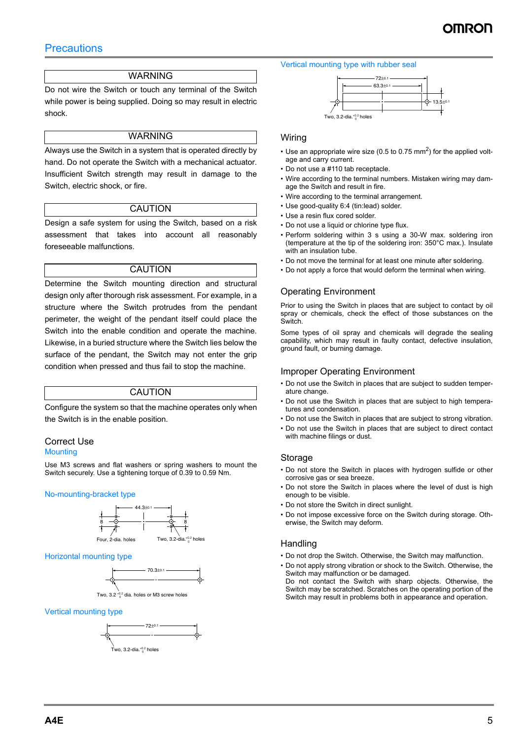# Precautions

WARNING

Do not wire the Switch or touch any terminal of the Switch while power is being supplied. Doing so may result in electric shock.

WARNING

Always use the Switch in a system that is operated directly by hand. Do not operate the Switch with a mechanical actuator. Insufficient Switch strength may result in damage to the Switch, electric shock, or fire.

CAUTION

Design a safe system for using the Switch, based on a risk assessment that takes into account all reasonably foreseeable malfunctions.

CAUTION

Determine the Switch mounting direction and structural design only after thorough risk assessment. For example, in a structure where the Switch protrudes from the pendant perimeter, the weight of the pendant itself could place the Switch into the enable condition and operate the machine. Likewise, in a buried structure where the Switch lies below the surface of the pendant, the Switch may not enter the grip condition when pressed and thus fail to stop the machine.

CAUTION

Configure the system so that the machine operates only when the Switch is in the enable position.

## Correct Use

### Mounting

Use M3 screws and flat washers or spring washers to mount the Switch securely. Use a tightening torque of 0.39 to 0.59 Nm.

#### No-mounting-bracket type

44.3±0.1
8
8
Four, 2-dia. holes
Two, 3.2-dia. $^{+0.2}_{0}$ holes

#### Horizontal mounting type

70.3±0.1
Two, 3.2 $^{+0.2}_{0}$ dia. holes or M3 screw holes

#### Vertical mounting type

72±0.1
Two, 3.2-dia. $^{+0.2}_{0}$ holes

#### Vertical mounting type with rubber seal

72±0.1
63.3±0.1
13.5±0.1
Two, 3.2-dia. $^{+0.2}_{0}$ holes

### Wiring

- Use an appropriate wire size (0.5 to 0.75 mm$^2$) for the applied voltage and carry current.
- Do not use a #110 tab receptacle.
- Wire according to the terminal numbers. Mistaken wiring may damage the Switch and result in fire.
- Wire according to the terminal arrangement.
- Use good-quality 6:4 (tin:lead) solder.
- Use a resin flux cored solder.
- Do not use a liquid or chlorine type flux.
- Perform soldering within 3 s using a 30-W max. soldering iron (temperature at the tip of the soldering iron: 350°C max.). Insulate with an insulation tube.
- Do not move the terminal for at least one minute after soldering.
- Do not apply a force that would deform the terminal when wiring.

### Operating Environment

Prior to using the Switch in places that are subject to contact by oil spray or chemicals, check the effect of those substances on the Switch.

Some types of oil spray and chemicals will degrade the sealing capability, which may result in faulty contact, defective insulation, ground fault, or burning damage.

### Improper Operating Environment

- Do not use the Switch in places that are subject to sudden temperature change.
- Do not use the Switch in places that are subject to high temperatures and condensation.
- Do not use the Switch in places that are subject to strong vibration.
- Do not use the Switch in places that are subject to direct contact with machine filings or dust.

### Storage

- Do not store the Switch in places with hydrogen sulfide or other corrosive gas or sea breeze.
- Do not store the Switch in places where the level of dust is high enough to be visible.
- Do not store the Switch in direct sunlight.
- Do not impose excessive force on the Switch during storage. Otherwise, the Switch may deform.

### Handling

- Do not drop the Switch. Otherwise, the Switch may malfunction.
- Do not apply strong vibration or shock to the Switch. Otherwise, the Switch may malfunction or be damaged.
  Do not contact the Switch with sharp objects. Otherwise, the Switch may be scratched. Scratches on the operating portion of the Switch may result in problems both in appearance and operation.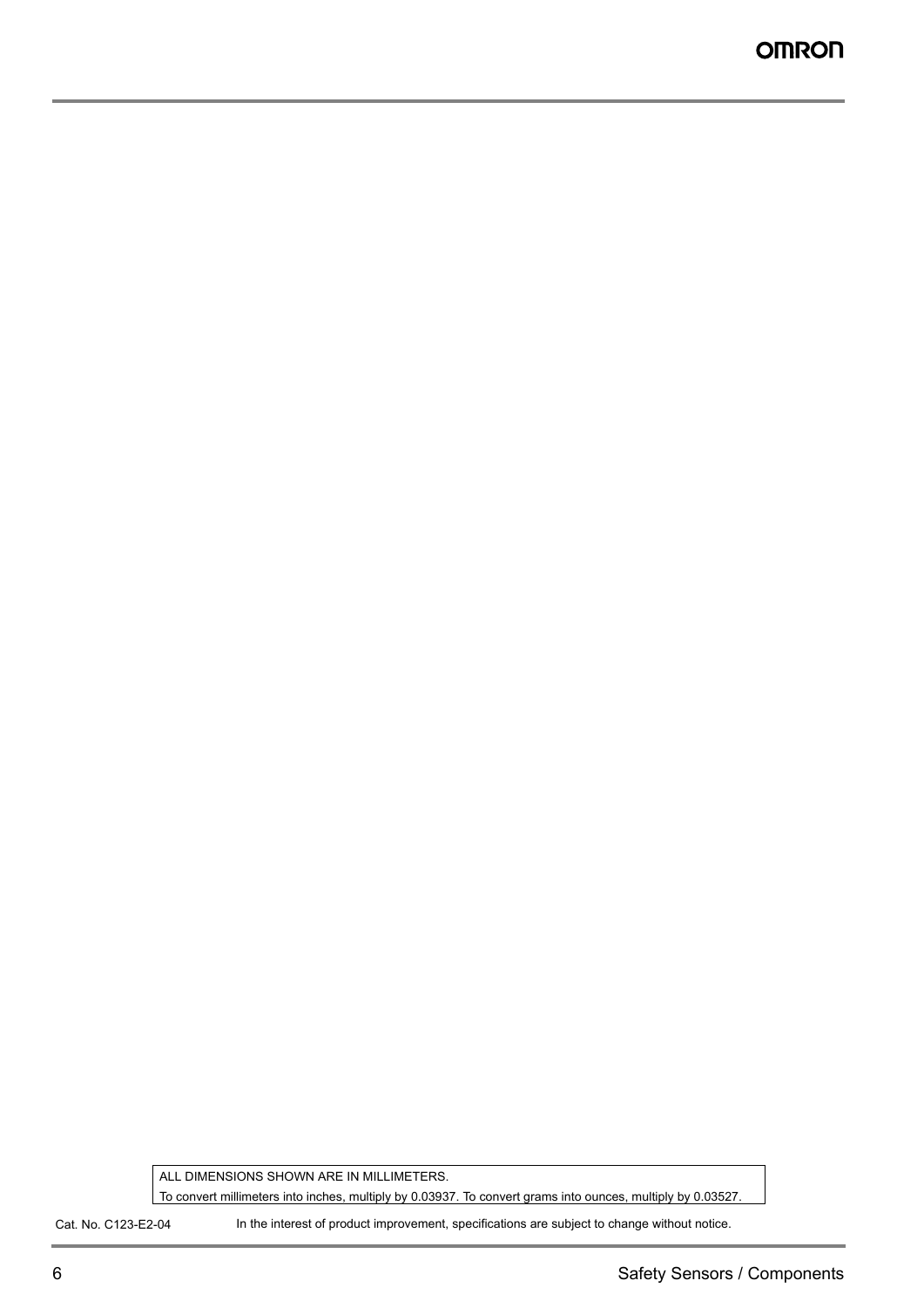ALL DIMENSIONS SHOWN ARE IN MILLIMETERS.

To convert millimeters into inches, multiply by 0.03937. To convert grams into ounces, multiply by 0.03527.

Cat. No. C123-E2-04

In the interest of product improvement, specifications are subject to change without notice.